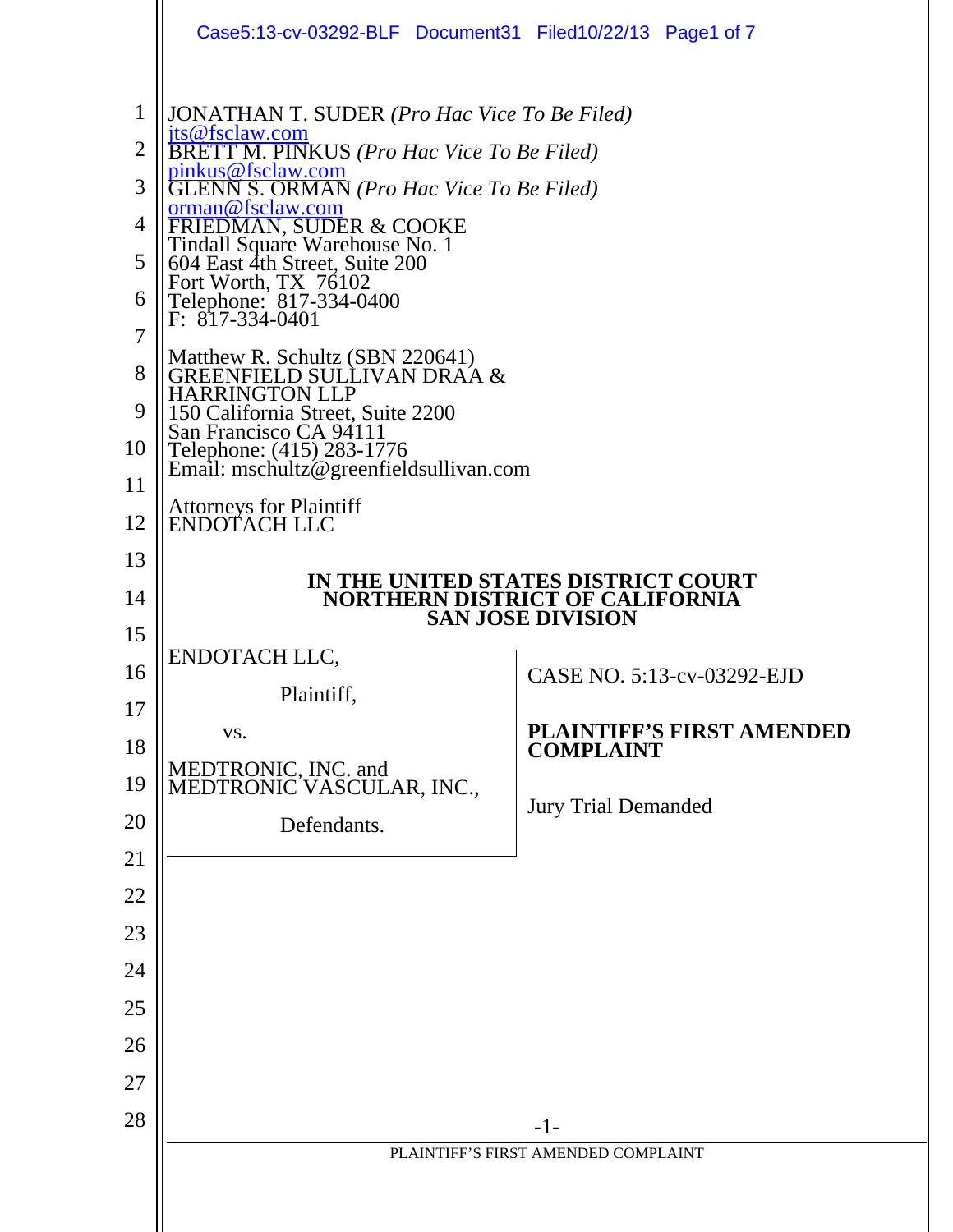JONATHAN T. SUDER *(Pro Hac Vice To Be Filed)*
jts@fsclaw.com
BRETT M. PINKUS *(Pro Hac Vice To Be Filed)*
pinkus@fsclaw.com
GLENN S. ORMAN *(Pro Hac Vice To Be Filed)*
orman@fsclaw.com
FRIEDMAN, SUDER & COOKE
Tindall Square Warehouse No. 1
604 East 4th Street, Suite 200
Fort Worth, TX 76102
Telephone: 817-334-0400
F: 817-334-0401

Matthew R. Schultz (SBN 220641)
GREENFIELD SULLIVAN DRAA &
HARRINGTON LLP
150 California Street, Suite 2200
San Francisco CA 94111
Telephone: (415) 283-1776
Email: mschultz@greenfieldsullivan.com

Attorneys for Plaintiff
ENDOTACH LLC

**IN THE UNITED STATES DISTRICT COURT**
**NORTHERN DISTRICT OF CALIFORNIA**
**SAN JOSE DIVISION**

ENDOTACH LLC,

Plaintiff,

vs.

MEDTRONIC, INC. and
MEDTRONIC VASCULAR, INC.,

Defendants.

CASE NO. 5:13-cv-03292-EJD

**PLAINTIFF'S FIRST AMENDED COMPLAINT**

Jury Trial Demanded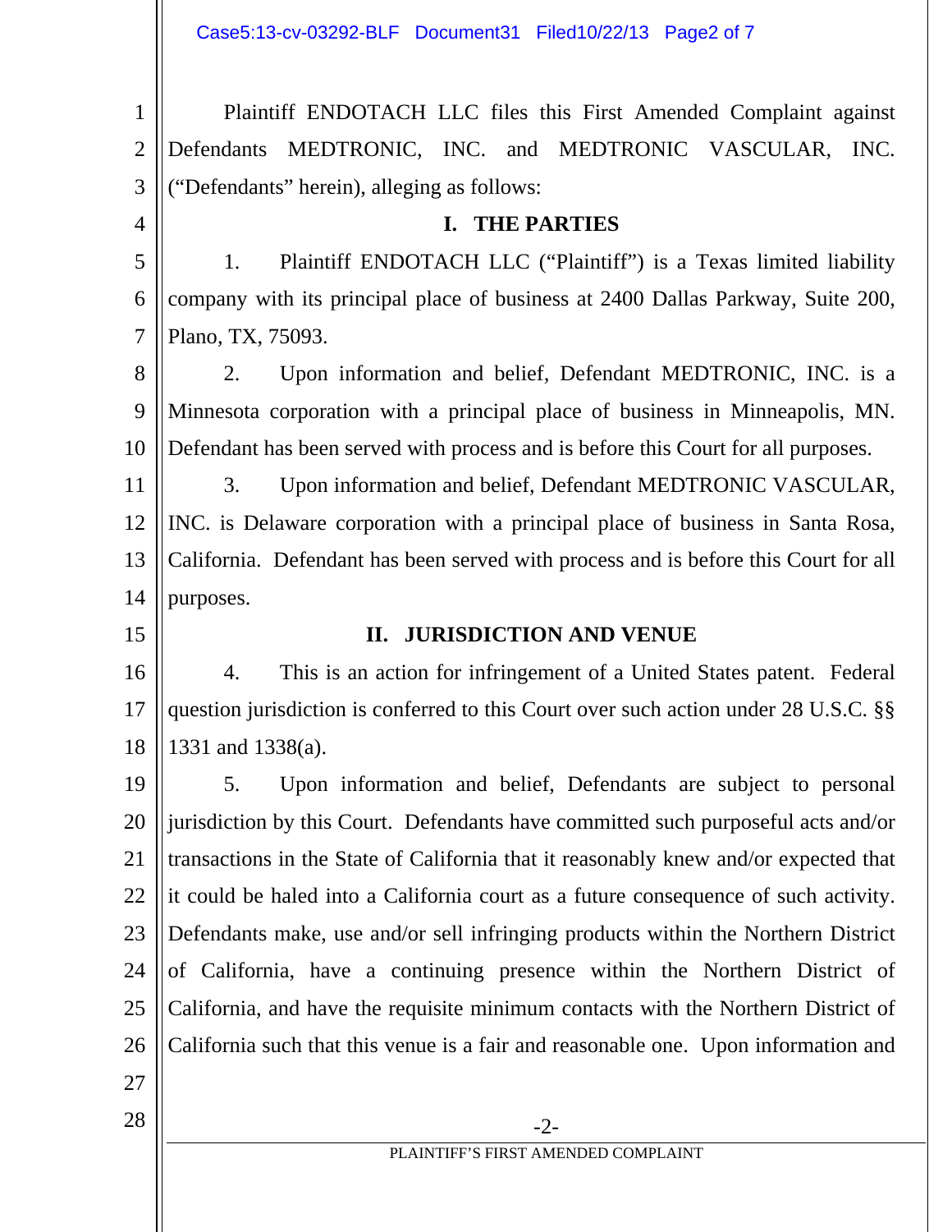Plaintiff ENDOTACH LLC files this First Amended Complaint against Defendants MEDTRONIC, INC. and MEDTRONIC VASCULAR, INC. ("Defendants" herein), alleging as follows:

## I. THE PARTIES

1. Plaintiff ENDOTACH LLC ("Plaintiff") is a Texas limited liability company with its principal place of business at 2400 Dallas Parkway, Suite 200, Plano, TX, 75093.

2. Upon information and belief, Defendant MEDTRONIC, INC. is a Minnesota corporation with a principal place of business in Minneapolis, MN. Defendant has been served with process and is before this Court for all purposes.

3. Upon information and belief, Defendant MEDTRONIC VASCULAR, INC. is Delaware corporation with a principal place of business in Santa Rosa, California. Defendant has been served with process and is before this Court for all purposes.

## II. JURISDICTION AND VENUE

4. This is an action for infringement of a United States patent. Federal question jurisdiction is conferred to this Court over such action under 28 U.S.C. §§ 1331 and 1338(a).

5. Upon information and belief, Defendants are subject to personal jurisdiction by this Court. Defendants have committed such purposeful acts and/or transactions in the State of California that it reasonably knew and/or expected that it could be haled into a California court as a future consequence of such activity. Defendants make, use and/or sell infringing products within the Northern District of California, have a continuing presence within the Northern District of California, and have the requisite minimum contacts with the Northern District of California such that this venue is a fair and reasonable one. Upon information and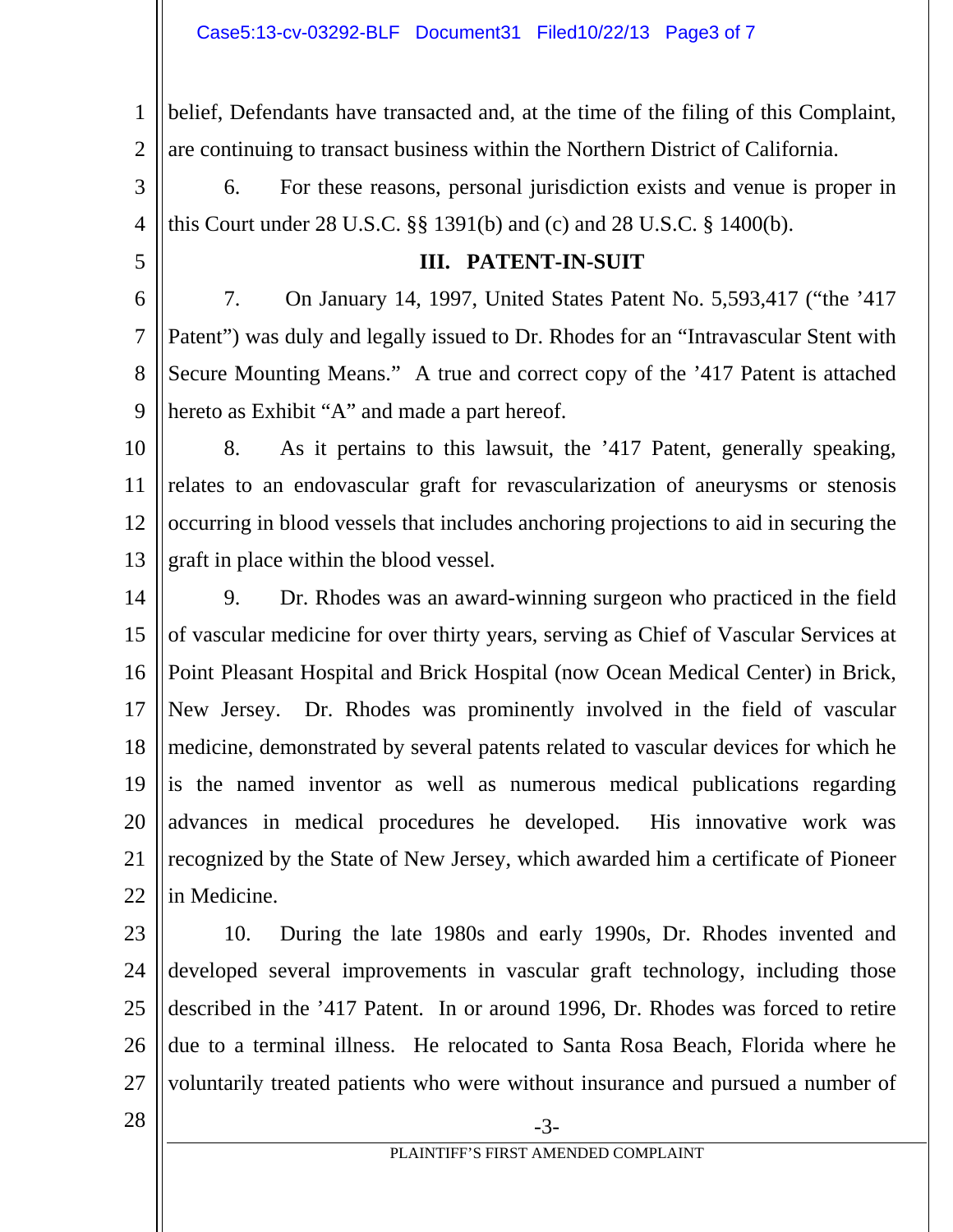belief, Defendants have transacted and, at the time of the filing of this Complaint, are continuing to transact business within the Northern District of California.

6. For these reasons, personal jurisdiction exists and venue is proper in this Court under 28 U.S.C. §§ 1391(b) and (c) and 28 U.S.C. § 1400(b).

## III. PATENT-IN-SUIT

7. On January 14, 1997, United States Patent No. 5,593,417 ("the '417 Patent") was duly and legally issued to Dr. Rhodes for an "Intravascular Stent with Secure Mounting Means." A true and correct copy of the '417 Patent is attached hereto as Exhibit "A" and made a part hereof.

8. As it pertains to this lawsuit, the '417 Patent, generally speaking, relates to an endovascular graft for revascularization of aneurysms or stenosis occurring in blood vessels that includes anchoring projections to aid in securing the graft in place within the blood vessel.

9. Dr. Rhodes was an award-winning surgeon who practiced in the field of vascular medicine for over thirty years, serving as Chief of Vascular Services at Point Pleasant Hospital and Brick Hospital (now Ocean Medical Center) in Brick, New Jersey. Dr. Rhodes was prominently involved in the field of vascular medicine, demonstrated by several patents related to vascular devices for which he is the named inventor as well as numerous medical publications regarding advances in medical procedures he developed. His innovative work was recognized by the State of New Jersey, which awarded him a certificate of Pioneer in Medicine.

10. During the late 1980s and early 1990s, Dr. Rhodes invented and developed several improvements in vascular graft technology, including those described in the '417 Patent. In or around 1996, Dr. Rhodes was forced to retire due to a terminal illness. He relocated to Santa Rosa Beach, Florida where he voluntarily treated patients who were without insurance and pursued a number of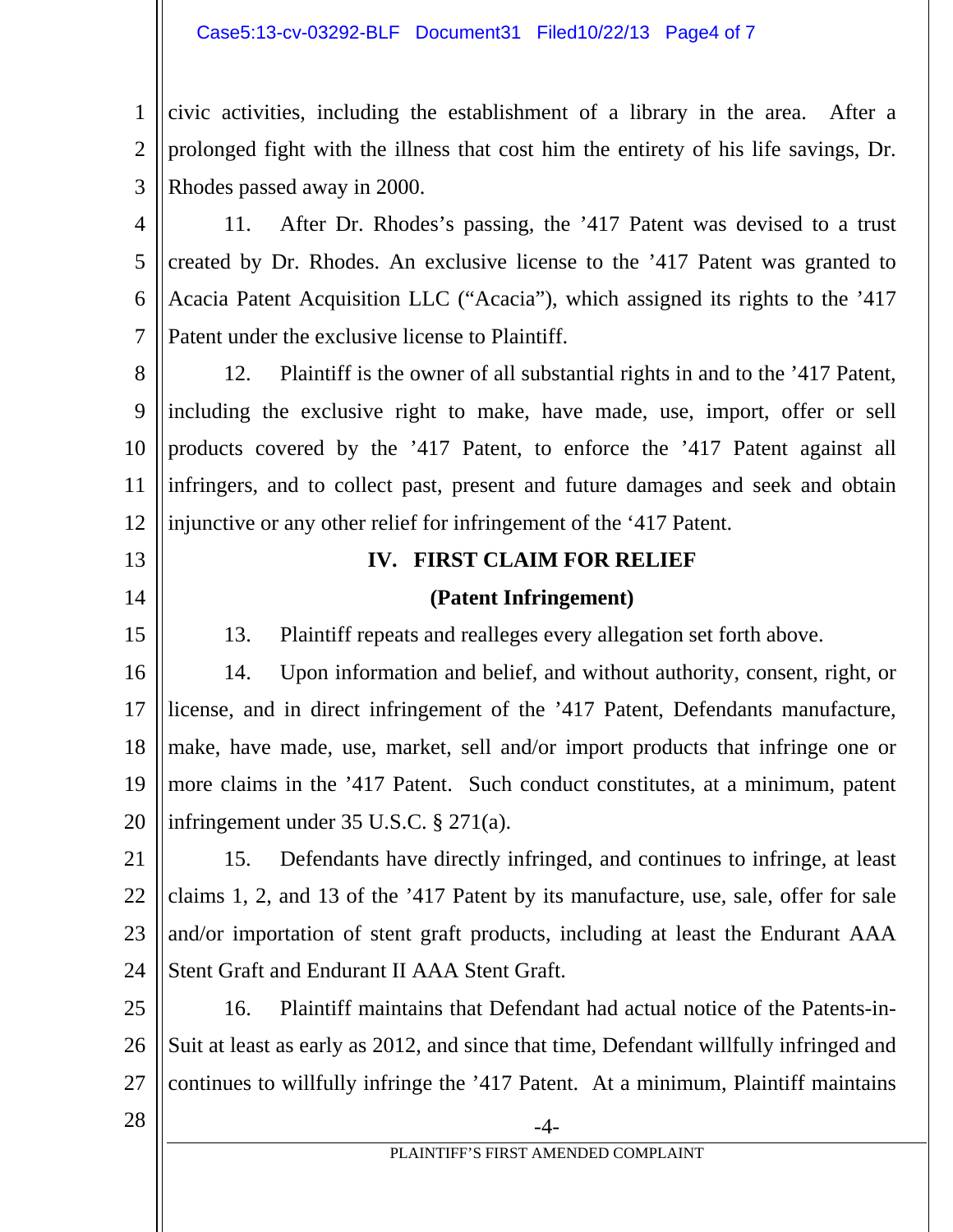civic activities, including the establishment of a library in the area. After a prolonged fight with the illness that cost him the entirety of his life savings, Dr. Rhodes passed away in 2000.

11. After Dr. Rhodes's passing, the '417 Patent was devised to a trust created by Dr. Rhodes. An exclusive license to the '417 Patent was granted to Acacia Patent Acquisition LLC ("Acacia"), which assigned its rights to the '417 Patent under the exclusive license to Plaintiff.

12. Plaintiff is the owner of all substantial rights in and to the '417 Patent, including the exclusive right to make, have made, use, import, offer or sell products covered by the '417 Patent, to enforce the '417 Patent against all infringers, and to collect past, present and future damages and seek and obtain injunctive or any other relief for infringement of the '417 Patent.

## IV. FIRST CLAIM FOR RELIEF

### (Patent Infringement)

13. Plaintiff repeats and realleges every allegation set forth above.

14. Upon information and belief, and without authority, consent, right, or license, and in direct infringement of the '417 Patent, Defendants manufacture, make, have made, use, market, sell and/or import products that infringe one or more claims in the '417 Patent. Such conduct constitutes, at a minimum, patent infringement under 35 U.S.C. § 271(a).

15. Defendants have directly infringed, and continues to infringe, at least claims 1, 2, and 13 of the '417 Patent by its manufacture, use, sale, offer for sale and/or importation of stent graft products, including at least the Endurant AAA Stent Graft and Endurant II AAA Stent Graft.

16. Plaintiff maintains that Defendant had actual notice of the Patents-in-Suit at least as early as 2012, and since that time, Defendant willfully infringed and continues to willfully infringe the '417 Patent. At a minimum, Plaintiff maintains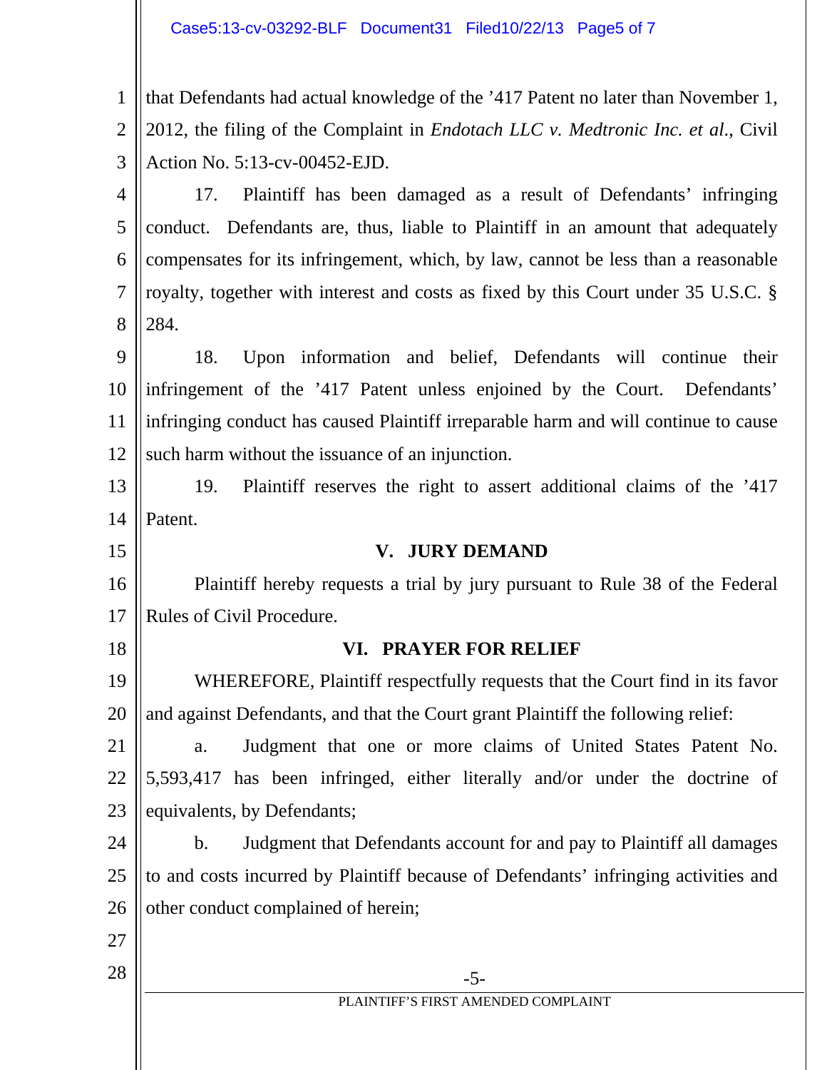that Defendants had actual knowledge of the ’417 Patent no later than November 1, 2012, the filing of the Complaint in *Endotach LLC v. Medtronic Inc. et al.*, Civil Action No. 5:13-cv-00452-EJD.

17. Plaintiff has been damaged as a result of Defendants’ infringing conduct. Defendants are, thus, liable to Plaintiff in an amount that adequately compensates for its infringement, which, by law, cannot be less than a reasonable royalty, together with interest and costs as fixed by this Court under 35 U.S.C. § 284.

18. Upon information and belief, Defendants will continue their infringement of the ’417 Patent unless enjoined by the Court. Defendants’ infringing conduct has caused Plaintiff irreparable harm and will continue to cause such harm without the issuance of an injunction.

19. Plaintiff reserves the right to assert additional claims of the ’417 Patent.

## V. JURY DEMAND

Plaintiff hereby requests a trial by jury pursuant to Rule 38 of the Federal Rules of Civil Procedure.

## VI. PRAYER FOR RELIEF

WHEREFORE, Plaintiff respectfully requests that the Court find in its favor and against Defendants, and that the Court grant Plaintiff the following relief:

a. Judgment that one or more claims of United States Patent No. 5,593,417 has been infringed, either literally and/or under the doctrine of equivalents, by Defendants;

b. Judgment that Defendants account for and pay to Plaintiff all damages to and costs incurred by Plaintiff because of Defendants’ infringing activities and other conduct complained of herein;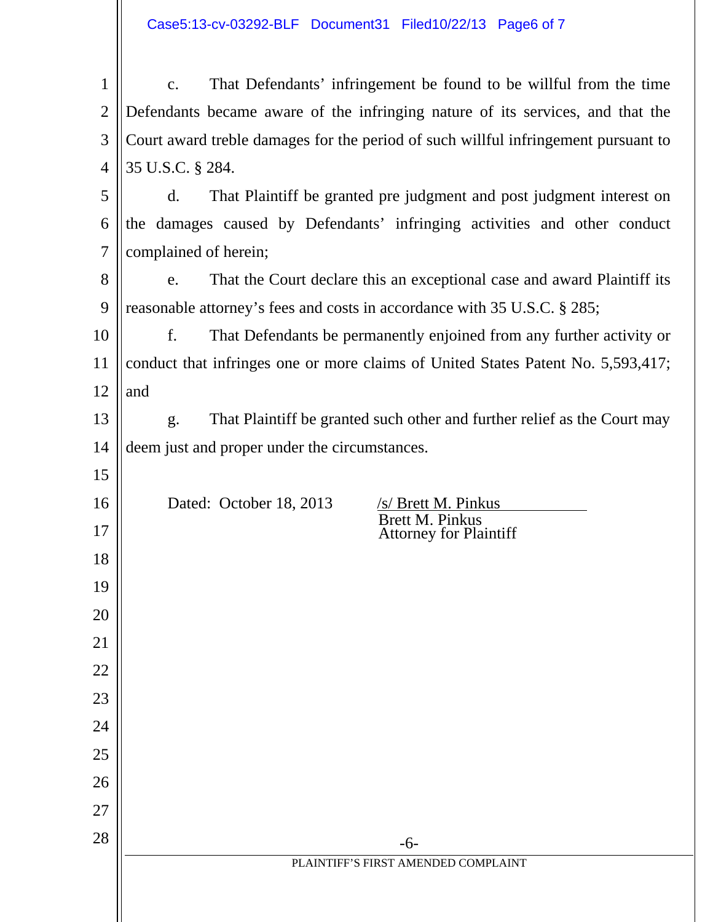c. That Defendants' infringement be found to be willful from the time Defendants became aware of the infringing nature of its services, and that the Court award treble damages for the period of such willful infringement pursuant to 35 U.S.C. § 284.

d. That Plaintiff be granted pre judgment and post judgment interest on the damages caused by Defendants' infringing activities and other conduct complained of herein;

e. That the Court declare this an exceptional case and award Plaintiff its reasonable attorney's fees and costs in accordance with 35 U.S.C. § 285;

f. That Defendants be permanently enjoined from any further activity or conduct that infringes one or more claims of United States Patent No. 5,593,417; and

g. That Plaintiff be granted such other and further relief as the Court may deem just and proper under the circumstances.

Dated: October 18, 2013

/s/ Brett M. Pinkus
Brett M. Pinkus
Attorney for Plaintiff

PLAINTIFF'S FIRST AMENDED COMPLAINT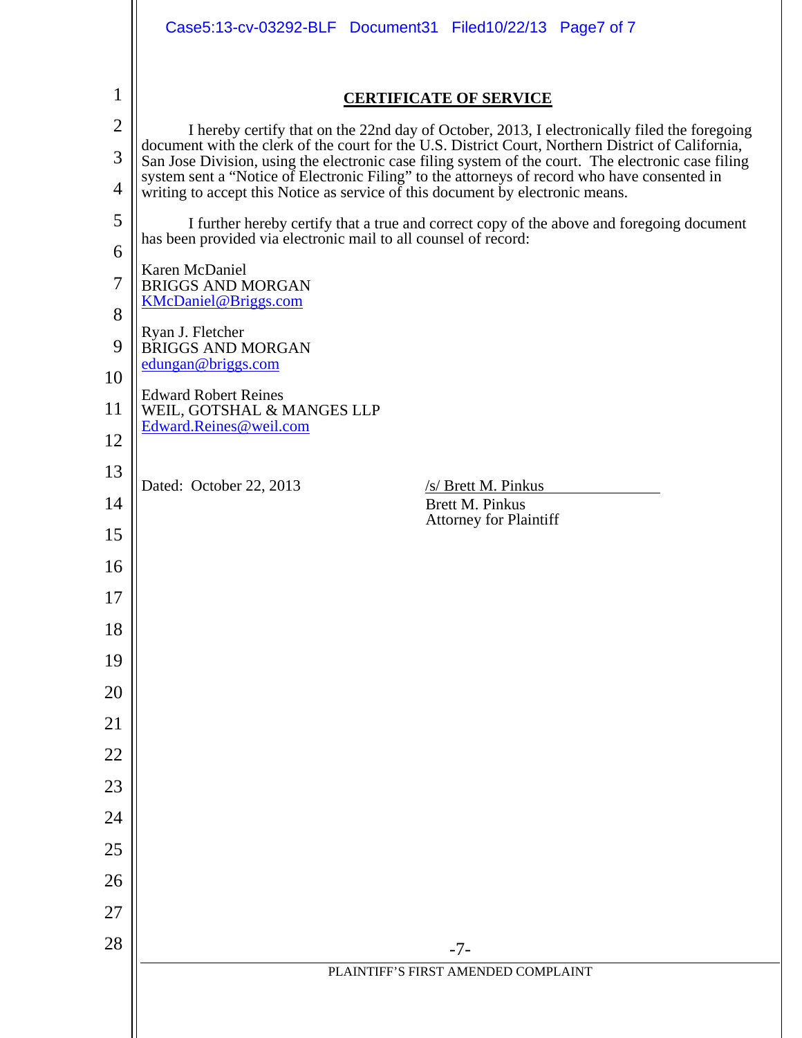## CERTIFICATE OF SERVICE

I hereby certify that on the 22nd day of October, 2013, I electronically filed the foregoing document with the clerk of the court for the U.S. District Court, Northern District of California, San Jose Division, using the electronic case filing system of the court. The electronic case filing system sent a "Notice of Electronic Filing" to the attorneys of record who have consented in writing to accept this Notice as service of this document by electronic means.

I further hereby certify that a true and correct copy of the above and foregoing document has been provided via electronic mail to all counsel of record:

Karen McDaniel
BRIGGS AND MORGAN
KMcDaniel@Briggs.com

Ryan J. Fletcher
BRIGGS AND MORGAN
edungan@briggs.com

Edward Robert Reines
WEIL, GOTSHAL & MANGES LLP
Edward.Reines@weil.com

Dated: October 22, 2013

/s/ Brett M. Pinkus
Brett M. Pinkus
Attorney for Plaintiff

PLAINTIFF'S FIRST AMENDED COMPLAINT